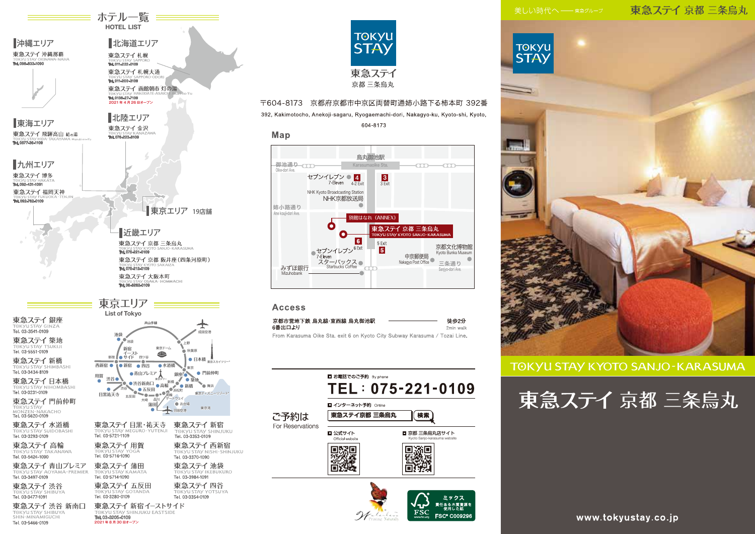# ホテル一覧
HOTEL LIST

## 沖縄エリア

東急ステイ 沖縄那覇
TOKYU STAY OKINAWA-NAHA
Tel. 098-833-1090

## 北海道エリア

東急ステイ 札幌
TOKYU STAY SAPPORO
Tel. 011-222-0109

東急ステイ 札幌大通
TOKYU STAY SAPPORO-ODORI
Tel. 011-200-3109

東急ステイ 函館朝市 灯の湯
TOKYU STAY HAKODATE-ASAICHI Akari-no-Yu
Tel. 0138-27-7109
2021年4月26日オープン

## 東海エリア

東急ステイ 飛騨高山 結の湯
TOKYU STAY HIDA-TAKAYAMA Musubi-no-Yu
Tel. 0577-36-1109

## 北陸エリア

東急ステイ 金沢
TOKYU STAY KANAZAWA
Tel. 076-223-8109

## 九州エリア

東急ステイ 博多
TOKYU STAY HAKATA
Tel. 092-431-1091

東急ステイ 福岡天神
TOKYU STAY FUKUOKA-TENJIN
Tel. 092-762-0109

## 東京エリア 19店舗

## 近畿エリア

東急ステイ 京都 三条烏丸
TOKYU STAY KYOTO SANJO-KARASUMA
Tel. 075-221-0109

東急ステイ 京都 四条河原町 (阪井座)
TOKYU STAY KYOTO SAKAIZA
Tel. 075-212-0109

東急ステイ 大阪本町
TOKYU STAY OSAKA-HOMMACHI
Tel. 06-6262-0109

# 東京エリア
List of Tokyo

東急ステイ 銀座
TOKYU STAY GINZA
Tel. 03-3541-0109

東急ステイ 築地
TOKYU STAY TSUKIJI
Tel. 03-5551-0109

東急ステイ 新橋
TOKYU STAY SHIMBASHI
Tel. 03-3434-8109

東急ステイ 日本橋
TOKYU STAY NIHOMBASHI
Tel. 03-3231-0109

東急ステイ 門前仲町
TOKYU STAY MONZEN-NAKACHO
Tel. 03-5620-0109

東急ステイ 水道橋
TOKYU STAY SUIDOBASHI
Tel. 03-3293-0109

東急ステイ 高輪
TOKYU STAY TAKANAWA
Tel. 03-5424-1090

東急ステイ 青山プレミア
TOKYU STAY AOYAMA-PREMIER
Tel. 03-3497-0109

東急ステイ 渋谷
TOKYU STAY SHIBUYA
Tel. 03-3477-1091

東急ステイ 渋谷 新南口
TOKYU STAY SHIBUYA SHIN-MINAMIGUCHI
Tel. 03-5466-0109

東急ステイ 目黒・祐天寺
TOKYU STAY MEGURO-YUTENJI
Tel. 03-5721-1109

東急ステイ 用賀
TOKYU STAY YOGA
Tel. 03-5716-1090

東急ステイ 蒲田
TOKYU STAY KAMATA
Tel. 03-5714-0109

東急ステイ 五反田
TOKYU STAY GOTANDA
Tel. 03-3280-0109

東急ステイ 新宿イーストサイド
TOKYU STAY SHINJUKU EASTSIDE
Tel. 03-3205-0109
2021年8月30日オープン

東急ステイ 新宿
TOKYU STAY SHINJUKU
Tel. 03-3353-0109

東急ステイ 西新宿
TOKYU STAY NISHI-SHINJUKU
Tel. 03-3370-1090

東急ステイ 池袋
TOKYU STAY IKEBUKURO
Tel. 03-3984-1091

東急ステイ 四谷
TOKYU STAY YOTSUYA
Tel. 03-3354-0109

---

TOKYU STAY
東急ステイ
京都 三条烏丸

〒604-8173 京都府京都市中京区両替町通姉小路下る柿本町 392番

392, Kakimotocho, Anekoji-sagaru, Ryogaemachi-dori, Nakagyo-ku, Kyoto-shi, Kyoto, 604-8173

## Map

## Access

京都市営地下鉄 烏丸線・東西線 烏丸御池駅 6番出口より —— 徒歩2分 2min walk

From Karasuma Oike Sta. exit 6 on Kyoto City Subway Karasuma / Tozai Line.

## ご予約は
For Reservations

■ お電話でのご予約 By phone

**TEL：075-221-0109**

■ インターネット予約 Online

東急ステイ京都 三条烏丸 検索

■ 公式サイト Official website

■ 京都 三条烏丸店サイト Kyoto Sanjo-karasuma website

FSC ミックス 責任ある木質資源を使用した紙 FSC® C009296

---

美しい時代へ —— 東急グループ

東急ステイ 京都 三条烏丸

TOKYU STAY KYOTO SANJO-KARASUMA

# 東急ステイ 京都 三条烏丸

www.tokyustay.co.jp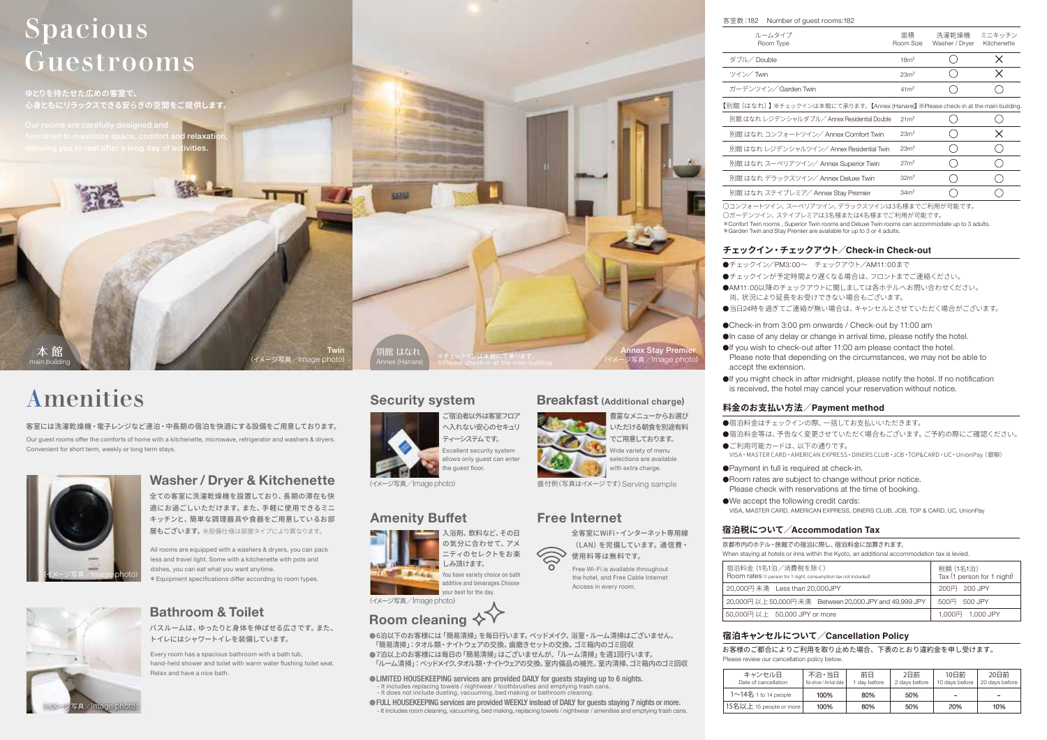# Spacious Guestrooms

ゆとりを持たせた広めの客室で、
心身ともにリラックスできる安らぎの空間をご提供します。

Our rooms are carefully designed and furnished to maximize space, comfort and relaxation, allowing you to rest after a long day of activities.

本 館
main building

Twin
（イメージ写真／Image photo）

別館 はなれ
Annex (Hanare)

※チェックインは本館にて承ります。
※Please check-in at the main building.

Annex Stay Premier
（イメージ写真／Image photo）

# Amenities

客室には洗濯乾燥機・電子レンジなど連泊・中長期の宿泊を快適にする設備をご用意しております。

Our guest rooms offer the comforts of home with a kitchenette, microwave, refrigerator and washers & dryers. Convenient for short term, weekly or long term stays.

## Washer / Dryer & Kitchenette

全ての客室に洗濯乾燥機を設置しており、長期の滞在も快適にお過ごしいただけます。また、手軽に使用できるミニキッチンと、簡単な調理器具や食器をご用意しているお部屋もございます。※設備仕様は部屋タイプにより異なります。

All rooms are equipped with a washers & dryers, you can pack less and travel light. Some with a kitchenette with pots and dishes, you can eat what you want anytime.
＊Equipment specifications differ according to room types.

（イメージ写真／Image photo）

## Bathroom & Toilet

バスルームは、ゆったりと身体を伸ばせる広さです。また、トイレにはシャワートイレを装備しています。

Every room has a spacious bathroom with a bath tub, hand-held shower and toilet with warm water flushing toilet seat. Relax and have a nice bath.

（イメージ写真／Image photo）

## Security system

ご宿泊者以外は客室フロアへ入れない安心のセキュリティーシステムです。

Excellent security system allows only guest can enter the guest floor.

（イメージ写真／Image photo）

## Breakfast (Additional charge)

豊富なメニューからお選びいただける朝食を別途有料でご用意しております。

Wide variety of menu selections are available with extra charge.

盛付例（写真はイメージです）Serving sample

## Amenity Buffet

入浴剤、飲料など、その日の気分に合わせて、アメニティのセレクトをお楽しみ頂けます。

You have variety choice on bath additive and bevarages.Choose your best for the day.

（イメージ写真／Image photo）

## Free Internet

全客室にWiFi・インターネット専用線（LAN）を完備しています。通信費・使用料等は無料です。

Free Wi-Fi is available throughout the hotel, and Free Cable Internet Access in every room.

## Room cleaning

●6泊以下のお客様には「簡易清掃」を毎日行います。ベッドメイク、浴室・ルーム清掃はございません。
「簡易清掃」：タオル類・ナイトウェアの交換、歯磨きセットの交換、ゴミ箱内のゴミ回収
●7泊以上のお客様には毎日の「簡易清掃」はございませんが、「ルーム清掃」を週1回行います。
「ルーム清掃」：ベッドメイク、タオル類・ナイトウェアの交換、室内備品の補充、室内清掃、ゴミ箱内のゴミ回収

●LIMITED HOUSEKEEPING services are provided DAILY for guests staying up to 6 nights.
- It includes replacing towels / nightwear / toothbrushes and emptying trash cans.
- It does not include dusting, vacuuming, bed making or bathroom cleaning.
●FULL HOUSEKEEPING services are provided WEEKLY instead of DAILY for guests staying 7 nights or more.
- It includes room cleaning, vacuuming, bed making, replacing towels / nightwear / amenities and emptying trash cans.

客室数：182　Number of guest rooms:182

| ルームタイプ Room Type | 面積 Room Size | 洗濯乾燥機 Washer / Dryer | ミニキッチン Kitchenette |
|---|---|---|---|
| ダブル／Double | 18m² | ○ | × |
| ツイン／Twin | 23m² | ○ | × |
| ガーデンツイン／Garden Twin | 41m² | ○ | ○ |
| 【別館（はなれ）】※チェックインは本館にて承ります。【Annex (Hanare)】※Please check-in at the main building. | | | |
| 別館 はなれ レジデンシャルダブル／Annex Residential Double | 21m² | ○ | ○ |
| 別館 はなれ コンフォートツイン／Annex Comfort Twin | 23m² | ○ | × |
| 別館 はなれ レジデンシャルツイン／Annex Residential Twin | 23m² | ○ | ○ |
| 別館 はなれ スーペリアツイン／Annex Superior Twin | 27m² | ○ | ○ |
| 別館 はなれ デラックスツイン／Annex Deluxe Twin | 32m² | ○ | ○ |
| 別館 はなれ ステイプレミア／Annex Stay Premier | 34m² | ○ | ○ |

○コンフォートツイン、スーペリアツイン、デラックスツインは3名様までご利用が可能です。
○ガーデンツイン、ステイプレミアは3名様または4名様までご利用が可能です。
＊Confort Twin rooms , Superior Twin rooms and Deluxe Twin rooms can accommodate up to 3 adults.
＊Garden Twin and Stay Premier are available for up to 3 or 4 adults.

## チェックイン・チェックアウト／Check-in Check-out

●チェックイン／PM3:00〜　チェックアウト／AM11:00まで
●チェックインが予定時間より遅くなる場合は、フロントまでご連絡ください。
●AM11:00以降のチェックアウトに関しましては各ホテルへお問い合わせください。
尚、状況により延長をお受けできない場合もございます。
●当日24時を過ぎてご連絡が無い場合は、キャンセルとさせていただく場合がございます。

●Check-in from 3:00 pm onwards / Check-out by 11:00 am
●In case of any delay or change in arrival time, please notify the hotel.
●If you wish to check-out after 11:00 am please contact the hotel.
Please note that depending on the circumstances, we may not be able to accept the extension.
●If you might check in after midnight, please notify the hotel. If no notification is received, the hotel may cancel your reservation without notice.

## 料金のお支払い方法／Payment method

●宿泊料金はチェックインの際、一括してお支払いいただきます。
●宿泊料金等は、予告なく変更させていただく場合もございます。ご予約の際にご確認ください。
●ご利用可能カードは、以下の通りです。
VISA・MASTER CARD・AMERICAN EXPRESS・DINERS CLUB・JCB・TOP&CARD・UC・UnionPay（銀聯）

●Payment in full is required at check-in.
●Room rates are subject to change without prior notice.
Please check with reservations at the time of booking.
●We accept the following credit cards:
VISA, MASTER CARD, AMERICAN EXPRESS, DINERS CLUB, JCB, TOP & CARD, UC, UnionPay

## 宿泊税について／Accommodation Tax

京都市内のホテル・旅館での宿泊に際し、宿泊料金に加算されます。
When staying at hotels or inns within the Kyoto, an additional accommodation tax is levied.

| 宿泊料金（1名1泊／消費税を除く） Room rates (1 person for 1 night, consumption tax not included) | 税額（1名1泊） Tax (1 person for 1 night) |
|---|---|
| 20,000円 未満　Less than 20,000JPY | 200円　200 JPY |
| 20,000円 以上 50,000円 未満　Between 20,000 JPY and 49,999 JPY | 500円　500 JPY |
| 50,000円 以上　50,000 JPY or more | 1,000円　1,000 JPY |

## 宿泊キャンセルについて／Cancellation Policy

お客様のご都合によりご利用を取り止めた場合、下表のとおり違約金を申し受けます。
Please review our cancellation policy below.

| キャンセル日 Date of cancellation | 不泊・当日 No-show / Arrival date | 前日 1 day before | 2日前 2 days before | 10日前 10 days before | 20日前 20 days before |
|---|---|---|---|---|---|
| 1〜14名 1 to 14 people | 100% | 80% | 50% | – | – |
| 15名以上 15 people or more | 100% | 80% | 50% | 20% | 10% |